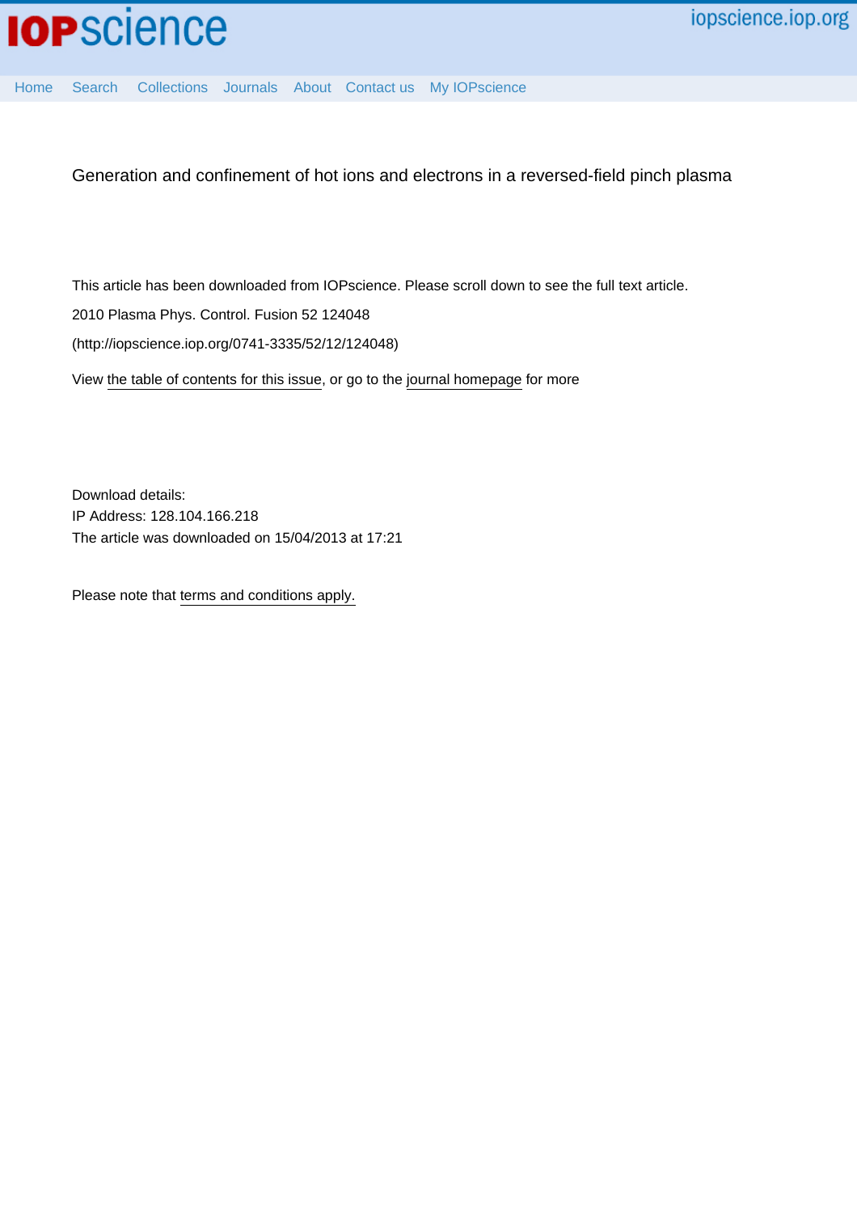IOPscience

iopscience.iop.org

Home Search Collections Journals About Contact us My IOPscience

# Generation and confinement of hot ions and electrons in a reversed-field pinch plasma

This article has been downloaded from IOPscience. Please scroll down to see the full text article.

2010 Plasma Phys. Control. Fusion 52 124048

(http://iopscience.iop.org/0741-3335/52/12/124048)

View the table of contents for this issue, or go to the journal homepage for more

Download details:
IP Address: 128.104.166.218
The article was downloaded on 15/04/2013 at 17:21

Please note that terms and conditions apply.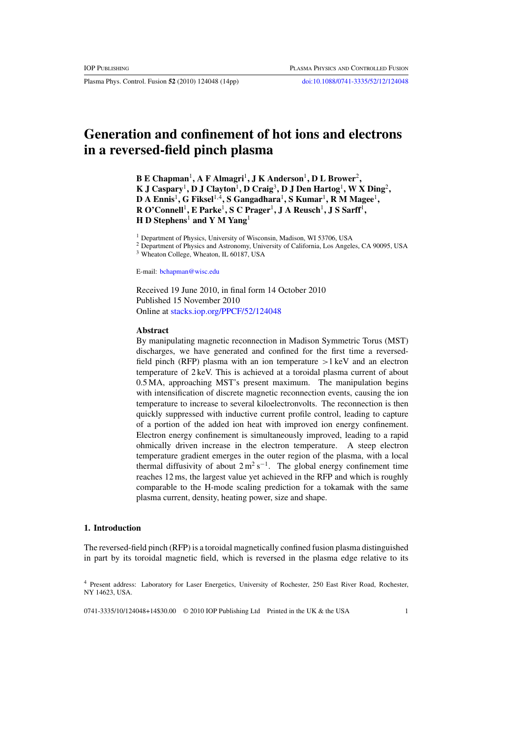# Generation and confinement of hot ions and electrons in a reversed-field pinch plasma

**B E Chapman**[1], **A F Almagri**[1], **J K Anderson**[1], **D L Brower**[2], **K J Caspary**[1], **D J Clayton**[1], **D Craig**[3], **D J Den Hartog**[1], **W X Ding**[2], **D A Ennis**[1], **G Fiksel**[1,4], **S Gangadhara**[1], **S Kumar**[1], **R M Magee**[1], **R O'Connell**[1], **E Parke**[1], **S C Prager**[1], **J A Reusch**[1], **J S Sarff**[1], **H D Stephens**[1] and **Y M Yang**[1]

[1] Department of Physics, University of Wisconsin, Madison, WI 53706, USA
[2] Department of Physics and Astronomy, University of California, Los Angeles, CA 90095, USA
[3] Wheaton College, Wheaton, IL 60187, USA

E-mail: bchapman@wisc.edu

Received 19 June 2010, in final form 14 October 2010
Published 15 November 2010
Online at stacks.iop.org/PPCF/52/124048

### Abstract

By manipulating magnetic reconnection in Madison Symmetric Torus (MST) discharges, we have generated and confined for the first time a reversed-field pinch (RFP) plasma with an ion temperature >1 keV and an electron temperature of 2 keV. This is achieved at a toroidal plasma current of about 0.5 MA, approaching MST's present maximum. The manipulation begins with intensification of discrete magnetic reconnection events, causing the ion temperature to increase to several kiloelectronvolts. The reconnection is then quickly suppressed with inductive current profile control, leading to capture of a portion of the added ion heat with improved ion energy confinement. Electron energy confinement is simultaneously improved, leading to a rapid ohmically driven increase in the electron temperature. A steep electron temperature gradient emerges in the outer region of the plasma, with a local thermal diffusivity of about $2\,\mathrm{m}^2\,\mathrm{s}^{-1}$. The global energy confinement time reaches 12 ms, the largest value yet achieved in the RFP and which is roughly comparable to the H-mode scaling prediction for a tokamak with the same plasma current, density, heating power, size and shape.

## 1. Introduction

The reversed-field pinch (RFP) is a toroidal magnetically confined fusion plasma distinguished in part by its toroidal magnetic field, which is reversed in the plasma edge relative to its

[4] Present address: Laboratory for Laser Energetics, University of Rochester, 250 East River Road, Rochester, NY 14623, USA.

0741-3335/10/124048+14$30.00 © 2010 IOP Publishing Ltd Printed in the UK & the USA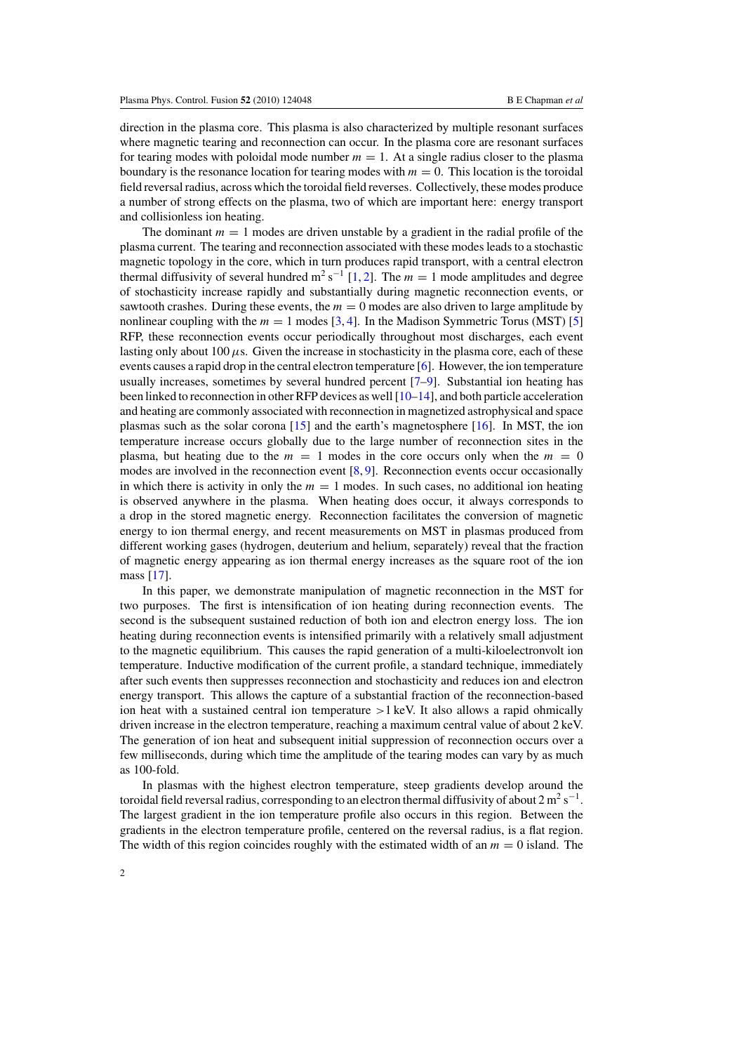direction in the plasma core. This plasma is also characterized by multiple resonant surfaces where magnetic tearing and reconnection can occur. In the plasma core are resonant surfaces for tearing modes with poloidal mode number $m = 1$. At a single radius closer to the plasma boundary is the resonance location for tearing modes with $m = 0$. This location is the toroidal field reversal radius, across which the toroidal field reverses. Collectively, these modes produce a number of strong effects on the plasma, two of which are important here: energy transport and collisionless ion heating.

The dominant $m = 1$ modes are driven unstable by a gradient in the radial profile of the plasma current. The tearing and reconnection associated with these modes leads to a stochastic magnetic topology in the core, which in turn produces rapid transport, with a central electron thermal diffusivity of several hundred $\mathrm{m^2\,s^{-1}}$ [1, 2]. The $m = 1$ mode amplitudes and degree of stochasticity increase rapidly and substantially during magnetic reconnection events, or sawtooth crashes. During these events, the $m = 0$ modes are also driven to large amplitude by nonlinear coupling with the $m = 1$ modes [3, 4]. In the Madison Symmetric Torus (MST) [5] RFP, these reconnection events occur periodically throughout most discharges, each event lasting only about 100 $\mu$s. Given the increase in stochasticity in the plasma core, each of these events causes a rapid drop in the central electron temperature [6]. However, the ion temperature usually increases, sometimes by several hundred percent [7–9]. Substantial ion heating has been linked to reconnection in other RFP devices as well [10–14], and both particle acceleration and heating are commonly associated with reconnection in magnetized astrophysical and space plasmas such as the solar corona [15] and the earth's magnetosphere [16]. In MST, the ion temperature increase occurs globally due to the large number of reconnection sites in the plasma, but heating due to the $m = 1$ modes in the core occurs only when the $m = 0$ modes are involved in the reconnection event [8, 9]. Reconnection events occur occasionally in which there is activity in only the $m = 1$ modes. In such cases, no additional ion heating is observed anywhere in the plasma. When heating does occur, it always corresponds to a drop in the stored magnetic energy. Reconnection facilitates the conversion of magnetic energy to ion thermal energy, and recent measurements on MST in plasmas produced from different working gases (hydrogen, deuterium and helium, separately) reveal that the fraction of magnetic energy appearing as ion thermal energy increases as the square root of the ion mass [17].

In this paper, we demonstrate manipulation of magnetic reconnection in the MST for two purposes. The first is intensification of ion heating during reconnection events. The second is the subsequent sustained reduction of both ion and electron energy loss. The ion heating during reconnection events is intensified primarily with a relatively small adjustment to the magnetic equilibrium. This causes the rapid generation of a multi-kiloelectronvolt ion temperature. Inductive modification of the current profile, a standard technique, immediately after such events then suppresses reconnection and stochasticity and reduces ion and electron energy transport. This allows the capture of a substantial fraction of the reconnection-based ion heat with a sustained central ion temperature $>1$ keV. It also allows a rapid ohmically driven increase in the electron temperature, reaching a maximum central value of about 2 keV. The generation of ion heat and subsequent initial suppression of reconnection occurs over a few milliseconds, during which time the amplitude of the tearing modes can vary by as much as 100-fold.

In plasmas with the highest electron temperature, steep gradients develop around the toroidal field reversal radius, corresponding to an electron thermal diffusivity of about $2\,\mathrm{m^2\,s^{-1}}$. The largest gradient in the ion temperature profile also occurs in this region. Between the gradients in the electron temperature profile, centered on the reversal radius, is a flat region. The width of this region coincides roughly with the estimated width of an $m = 0$ island. The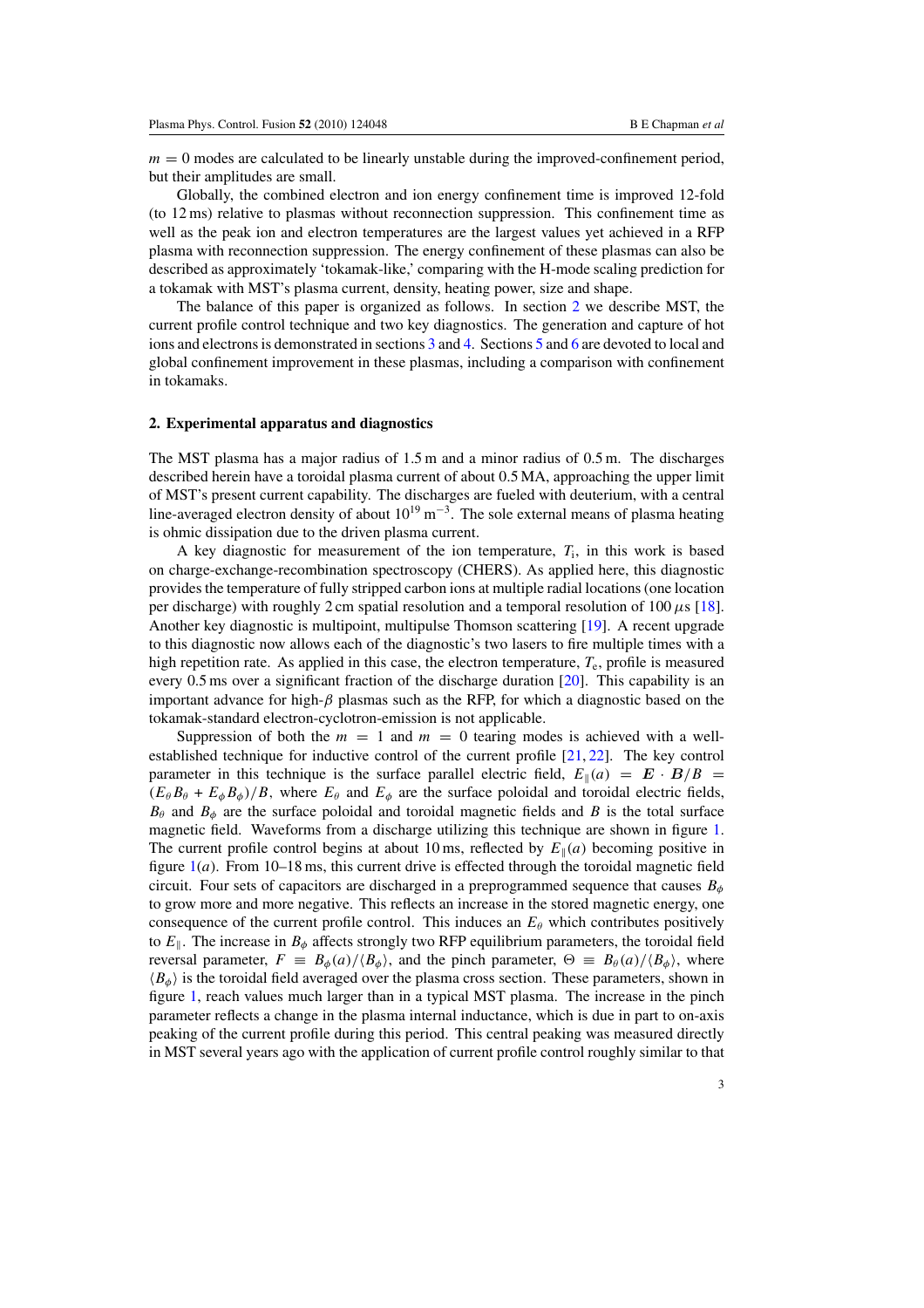$m = 0$ modes are calculated to be linearly unstable during the improved-confinement period, but their amplitudes are small.

Globally, the combined electron and ion energy confinement time is improved 12-fold (to 12 ms) relative to plasmas without reconnection suppression. This confinement time as well as the peak ion and electron temperatures are the largest values yet achieved in a RFP plasma with reconnection suppression. The energy confinement of these plasmas can also be described as approximately 'tokamak-like,' comparing with the H-mode scaling prediction for a tokamak with MST's plasma current, density, heating power, size and shape.

The balance of this paper is organized as follows. In section 2 we describe MST, the current profile control technique and two key diagnostics. The generation and capture of hot ions and electrons is demonstrated in sections 3 and 4. Sections 5 and 6 are devoted to local and global confinement improvement in these plasmas, including a comparison with confinement in tokamaks.

## 2. Experimental apparatus and diagnostics

The MST plasma has a major radius of 1.5 m and a minor radius of 0.5 m. The discharges described herein have a toroidal plasma current of about 0.5 MA, approaching the upper limit of MST's present current capability. The discharges are fueled with deuterium, with a central line-averaged electron density of about $10^{19}$ m$^{-3}$. The sole external means of plasma heating is ohmic dissipation due to the driven plasma current.

A key diagnostic for measurement of the ion temperature, $T_i$, in this work is based on charge-exchange-recombination spectroscopy (CHERS). As applied here, this diagnostic provides the temperature of fully stripped carbon ions at multiple radial locations (one location per discharge) with roughly 2 cm spatial resolution and a temporal resolution of 100 $\mu$s [18]. Another key diagnostic is multipoint, multipulse Thomson scattering [19]. A recent upgrade to this diagnostic now allows each of the diagnostic's two lasers to fire multiple times with a high repetition rate. As applied in this case, the electron temperature, $T_e$, profile is measured every 0.5 ms over a significant fraction of the discharge duration [20]. This capability is an important advance for high-$\beta$ plasmas such as the RFP, for which a diagnostic based on the tokamak-standard electron-cyclotron-emission is not applicable.

Suppression of both the $m = 1$ and $m = 0$ tearing modes is achieved with a well-established technique for inductive control of the current profile [21, 22]. The key control parameter in this technique is the surface parallel electric field, $E_{\|}(a) = \boldsymbol{E} \cdot \boldsymbol{B}/B = (E_\theta B_\theta + E_\phi B_\phi)/B$, where $E_\theta$ and $E_\phi$ are the surface poloidal and toroidal electric fields, $B_\theta$ and $B_\phi$ are the surface poloidal and toroidal magnetic fields and $B$ is the total surface magnetic field. Waveforms from a discharge utilizing this technique are shown in figure 1. The current profile control begins at about 10 ms, reflected by $E_{\|}(a)$ becoming positive in figure 1(*a*). From 10–18 ms, this current drive is effected through the toroidal magnetic field circuit. Four sets of capacitors are discharged in a preprogrammed sequence that causes $B_\phi$ to grow more and more negative. This reflects an increase in the stored magnetic energy, one consequence of the current profile control. This induces an $E_\theta$ which contributes positively to $E_{\|}$. The increase in $B_\phi$ affects strongly two RFP equilibrium parameters, the toroidal field reversal parameter, $F \equiv B_\phi(a)/\langle B_\phi \rangle$, and the pinch parameter, $\Theta \equiv B_\theta(a)/\langle B_\phi \rangle$, where $\langle B_\phi \rangle$ is the toroidal field averaged over the plasma cross section. These parameters, shown in figure 1, reach values much larger than in a typical MST plasma. The increase in the pinch parameter reflects a change in the plasma internal inductance, which is due in part to on-axis peaking of the current profile during this period. This central peaking was measured directly in MST several years ago with the application of current profile control roughly similar to that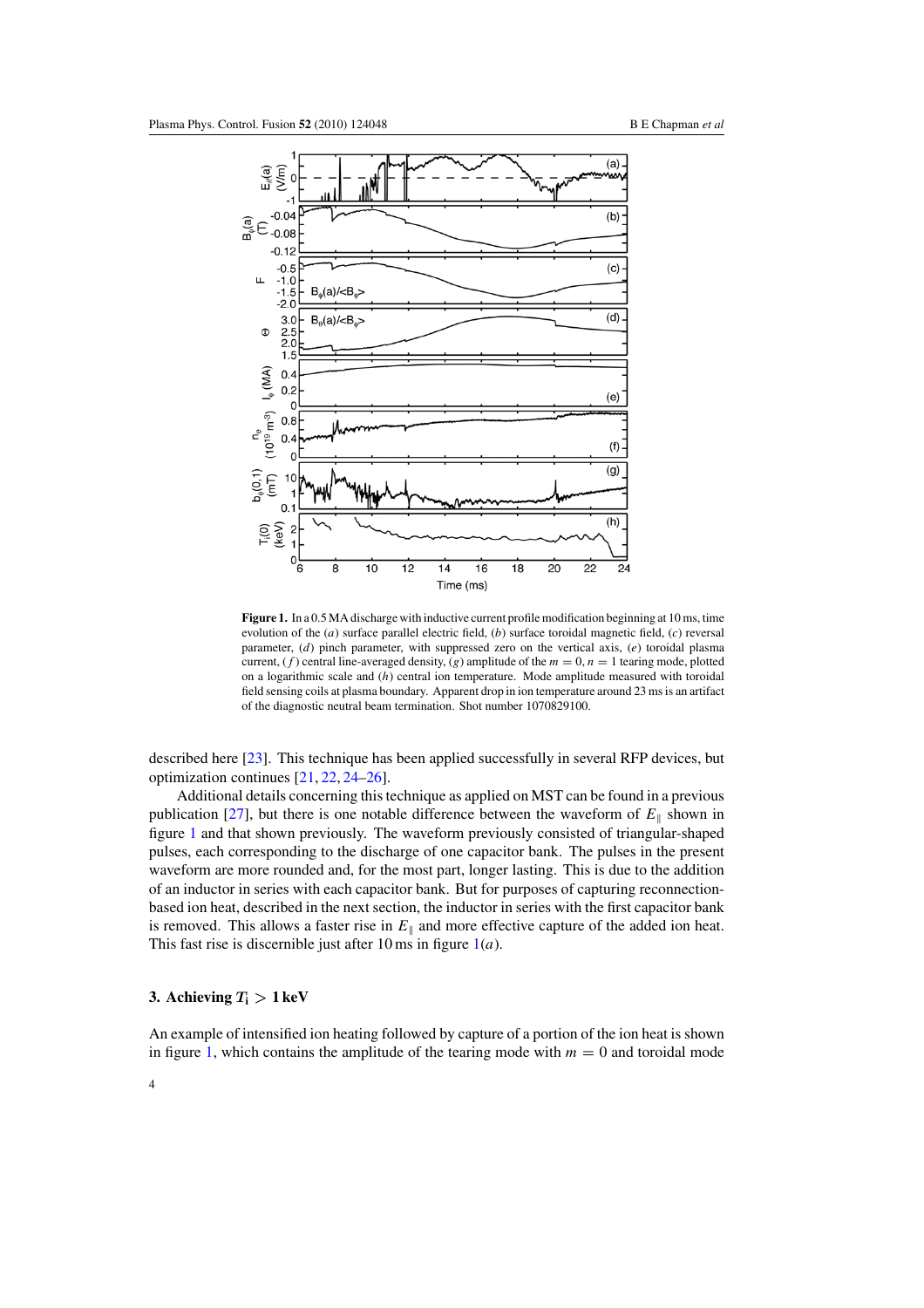**Figure 1.** In a 0.5 MA discharge with inductive current profile modification beginning at 10 ms, time evolution of the (*a*) surface parallel electric field, (*b*) surface toroidal magnetic field, (*c*) reversal parameter, (*d*) pinch parameter, with suppressed zero on the vertical axis, (*e*) toroidal plasma current, (*f*) central line-averaged density, (*g*) amplitude of the $m = 0, n = 1$ tearing mode, plotted on a logarithmic scale and (*h*) central ion temperature. Mode amplitude measured with toroidal field sensing coils at plasma boundary. Apparent drop in ion temperature around 23 ms is an artifact of the diagnostic neutral beam termination. Shot number 1070829100.

described here [23]. This technique has been applied successfully in several RFP devices, but optimization continues [21, 22, 24–26].

Additional details concerning this technique as applied on MST can be found in a previous publication [27], but there is one notable difference between the waveform of $E_\parallel$ shown in figure 1 and that shown previously. The waveform previously consisted of triangular-shaped pulses, each corresponding to the discharge of one capacitor bank. The pulses in the present waveform are more rounded and, for the most part, longer lasting. This is due to the addition of an inductor in series with each capacitor bank. But for purposes of capturing reconnection-based ion heat, described in the next section, the inductor in series with the first capacitor bank is removed. This allows a faster rise in $E_\parallel$ and more effective capture of the added ion heat. This fast rise is discernible just after 10 ms in figure 1(*a*).

### 3. Achieving $T_\mathrm{i} > 1\,\mathrm{keV}$

An example of intensified ion heating followed by capture of a portion of the ion heat is shown in figure 1, which contains the amplitude of the tearing mode with $m = 0$ and toroidal mode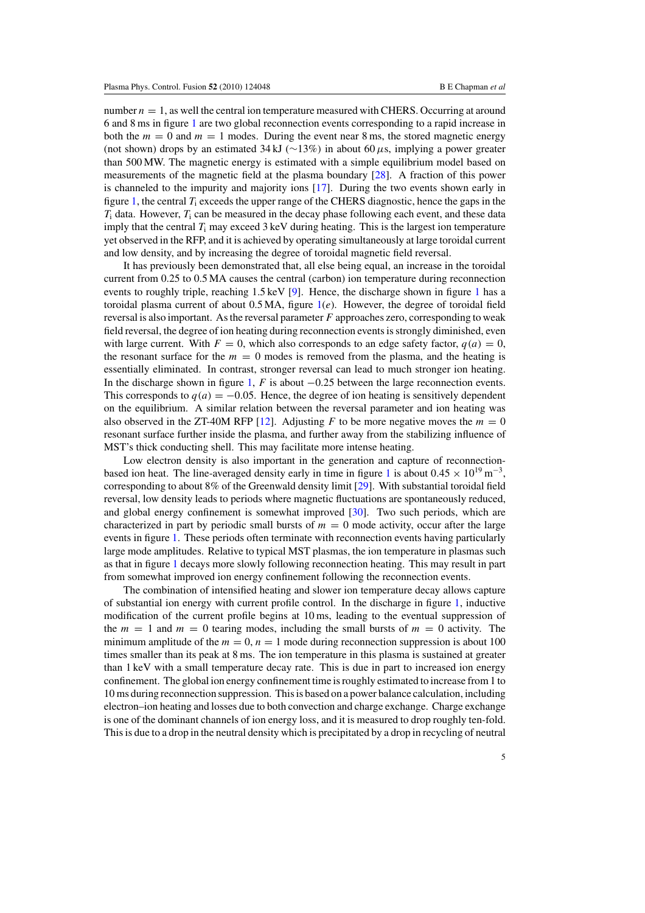number $n = 1$, as well the central ion temperature measured with CHERS. Occurring at around 6 and 8 ms in figure 1 are two global reconnection events corresponding to a rapid increase in both the $m = 0$ and $m = 1$ modes. During the event near 8 ms, the stored magnetic energy (not shown) drops by an estimated 34 kJ ($\sim$13%) in about 60 $\mu$s, implying a power greater than 500 MW. The magnetic energy is estimated with a simple equilibrium model based on measurements of the magnetic field at the plasma boundary [28]. A fraction of this power is channeled to the impurity and majority ions [17]. During the two events shown early in figure 1, the central $T_i$ exceeds the upper range of the CHERS diagnostic, hence the gaps in the $T_i$ data. However, $T_i$ can be measured in the decay phase following each event, and these data imply that the central $T_i$ may exceed 3 keV during heating. This is the largest ion temperature yet observed in the RFP, and it is achieved by operating simultaneously at large toroidal current and low density, and by increasing the degree of toroidal magnetic field reversal.

It has previously been demonstrated that, all else being equal, an increase in the toroidal current from 0.25 to 0.5 MA causes the central (carbon) ion temperature during reconnection events to roughly triple, reaching 1.5 keV [9]. Hence, the discharge shown in figure 1 has a toroidal plasma current of about 0.5 MA, figure 1(*e*). However, the degree of toroidal field reversal is also important. As the reversal parameter $F$ approaches zero, corresponding to weak field reversal, the degree of ion heating during reconnection events is strongly diminished, even with large current. With $F = 0$, which also corresponds to an edge safety factor, $q(a) = 0$, the resonant surface for the $m = 0$ modes is removed from the plasma, and the heating is essentially eliminated. In contrast, stronger reversal can lead to much stronger ion heating. In the discharge shown in figure 1, $F$ is about $-0.25$ between the large reconnection events. This corresponds to $q(a) = -0.05$. Hence, the degree of ion heating is sensitively dependent on the equilibrium. A similar relation between the reversal parameter and ion heating was also observed in the ZT-40M RFP [12]. Adjusting $F$ to be more negative moves the $m = 0$ resonant surface further inside the plasma, and further away from the stabilizing influence of MST's thick conducting shell. This may facilitate more intense heating.

Low electron density is also important in the generation and capture of reconnection-based ion heat. The line-averaged density early in time in figure 1 is about $0.45 \times 10^{19}$ m$^{-3}$, corresponding to about 8% of the Greenwald density limit [29]. With substantial toroidal field reversal, low density leads to periods where magnetic fluctuations are spontaneously reduced, and global energy confinement is somewhat improved [30]. Two such periods, which are characterized in part by periodic small bursts of $m = 0$ mode activity, occur after the large events in figure 1. These periods often terminate with reconnection events having particularly large mode amplitudes. Relative to typical MST plasmas, the ion temperature in plasmas such as that in figure 1 decays more slowly following reconnection heating. This may result in part from somewhat improved ion energy confinement following the reconnection events.

The combination of intensified heating and slower ion temperature decay allows capture of substantial ion energy with current profile control. In the discharge in figure 1, inductive modification of the current profile begins at 10 ms, leading to the eventual suppression of the $m = 1$ and $m = 0$ tearing modes, including the small bursts of $m = 0$ activity. The minimum amplitude of the $m = 0$, $n = 1$ mode during reconnection suppression is about 100 times smaller than its peak at 8 ms. The ion temperature in this plasma is sustained at greater than 1 keV with a small temperature decay rate. This is due in part to increased ion energy confinement. The global ion energy confinement time is roughly estimated to increase from 1 to 10 ms during reconnection suppression. This is based on a power balance calculation, including electron–ion heating and losses due to both convection and charge exchange. Charge exchange is one of the dominant channels of ion energy loss, and it is measured to drop roughly ten-fold. This is due to a drop in the neutral density which is precipitated by a drop in recycling of neutral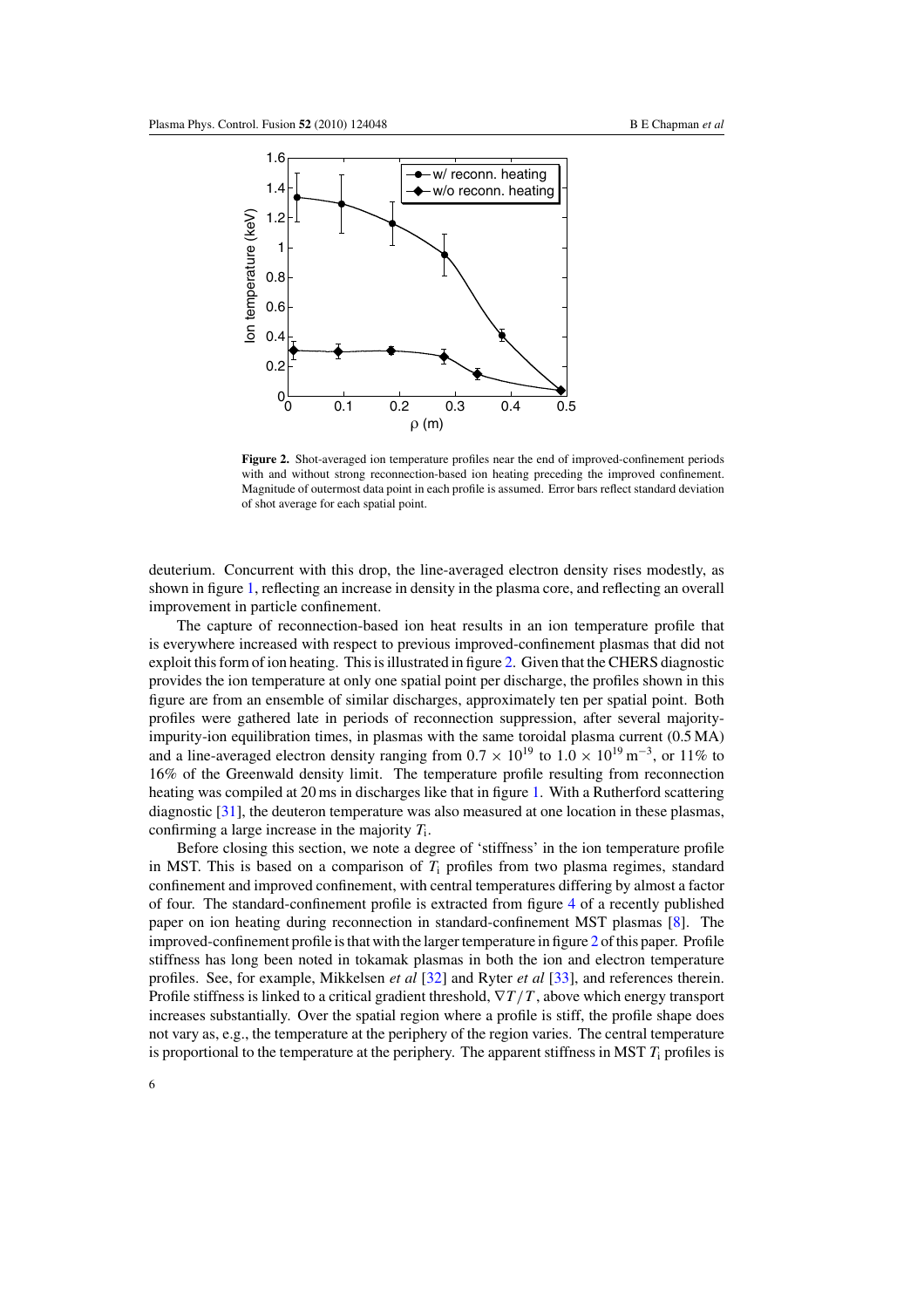**Figure 2.** Shot-averaged ion temperature profiles near the end of improved-confinement periods with and without strong reconnection-based ion heating preceding the improved confinement. Magnitude of outermost data point in each profile is assumed. Error bars reflect standard deviation of shot average for each spatial point.

deuterium. Concurrent with this drop, the line-averaged electron density rises modestly, as shown in figure 1, reflecting an increase in density in the plasma core, and reflecting an overall improvement in particle confinement.

The capture of reconnection-based ion heat results in an ion temperature profile that is everywhere increased with respect to previous improved-confinement plasmas that did not exploit this form of ion heating. This is illustrated in figure 2. Given that the CHERS diagnostic provides the ion temperature at only one spatial point per discharge, the profiles shown in this figure are from an ensemble of similar discharges, approximately ten per spatial point. Both profiles were gathered late in periods of reconnection suppression, after several majority-impurity-ion equilibration times, in plasmas with the same toroidal plasma current (0.5 MA) and a line-averaged electron density ranging from $0.7 \times 10^{19}$ to $1.0 \times 10^{19}\,\mathrm{m}^{-3}$, or 11% to 16% of the Greenwald density limit. The temperature profile resulting from reconnection heating was compiled at 20 ms in discharges like that in figure 1. With a Rutherford scattering diagnostic [31], the deuteron temperature was also measured at one location in these plasmas, confirming a large increase in the majority $T_i$.

Before closing this section, we note a degree of 'stiffness' in the ion temperature profile in MST. This is based on a comparison of $T_i$ profiles from two plasma regimes, standard confinement and improved confinement, with central temperatures differing by almost a factor of four. The standard-confinement profile is extracted from figure 4 of a recently published paper on ion heating during reconnection in standard-confinement MST plasmas [8]. The improved-confinement profile is that with the larger temperature in figure 2 of this paper. Profile stiffness has long been noted in tokamak plasmas in both the ion and electron temperature profiles. See, for example, Mikkelsen *et al* [32] and Ryter *et al* [33], and references therein. Profile stiffness is linked to a critical gradient threshold, $\nabla T/T$, above which energy transport increases substantially. Over the spatial region where a profile is stiff, the profile shape does not vary as, e.g., the temperature at the periphery of the region varies. The central temperature is proportional to the temperature at the periphery. The apparent stiffness in MST $T_i$ profiles is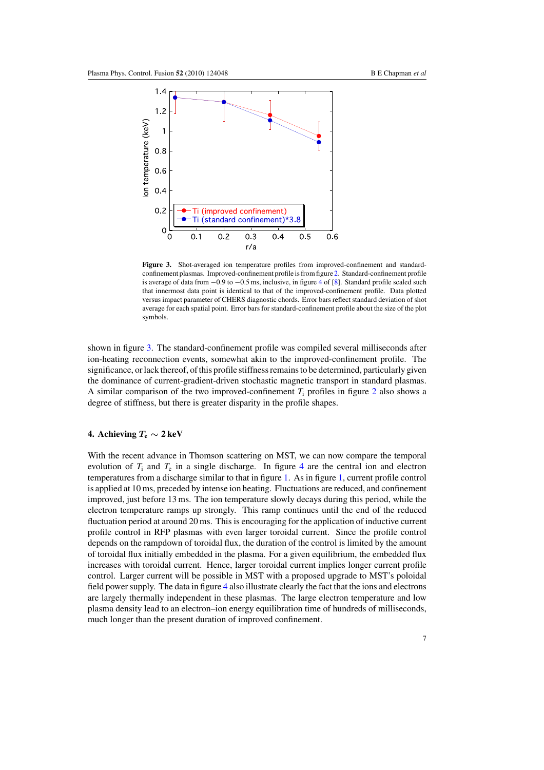**Figure 3.** Shot-averaged ion temperature profiles from improved-confinement and standard-confinement plasmas. Improved-confinement profile is from figure 2. Standard-confinement profile is average of data from −0.9 to −0.5 ms, inclusive, in figure 4 of [8]. Standard profile scaled such that innermost data point is identical to that of the improved-confinement profile. Data plotted versus impact parameter of CHERS diagnostic chords. Error bars reflect standard deviation of shot average for each spatial point. Error bars for standard-confinement profile about the size of the plot symbols.

shown in figure 3. The standard-confinement profile was compiled several milliseconds after ion-heating reconnection events, somewhat akin to the improved-confinement profile. The significance, or lack thereof, of this profile stiffness remains to be determined, particularly given the dominance of current-gradient-driven stochastic magnetic transport in standard plasmas. A similar comparison of the two improved-confinement $T_i$ profiles in figure 2 also shows a degree of stiffness, but there is greater disparity in the profile shapes.

## 4. Achieving $T_e \sim 2$ keV

With the recent advance in Thomson scattering on MST, we can now compare the temporal evolution of $T_i$ and $T_e$ in a single discharge. In figure 4 are the central ion and electron temperatures from a discharge similar to that in figure 1. As in figure 1, current profile control is applied at 10 ms, preceded by intense ion heating. Fluctuations are reduced, and confinement improved, just before 13 ms. The ion temperature slowly decays during this period, while the electron temperature ramps up strongly. This ramp continues until the end of the reduced fluctuation period at around 20 ms. This is encouraging for the application of inductive current profile control in RFP plasmas with even larger toroidal current. Since the profile control depends on the rampdown of toroidal flux, the duration of the control is limited by the amount of toroidal flux initially embedded in the plasma. For a given equilibrium, the embedded flux increases with toroidal current. Hence, larger toroidal current implies longer current profile control. Larger current will be possible in MST with a proposed upgrade to MST's poloidal field power supply. The data in figure 4 also illustrate clearly the fact that the ions and electrons are largely thermally independent in these plasmas. The large electron temperature and low plasma density lead to an electron–ion energy equilibration time of hundreds of milliseconds, much longer than the present duration of improved confinement.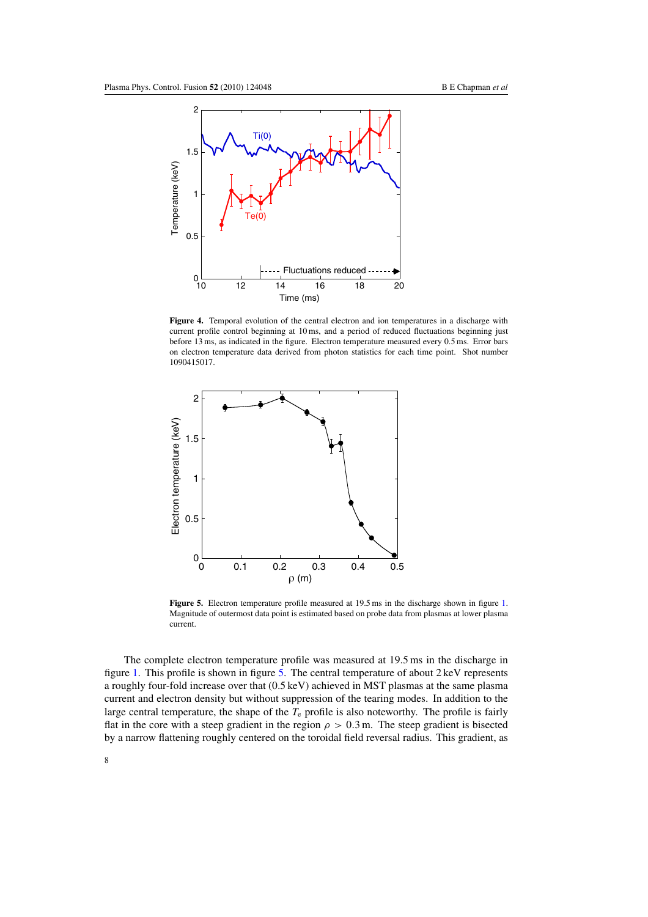**Figure 4.** Temporal evolution of the central electron and ion temperatures in a discharge with current profile control beginning at 10 ms, and a period of reduced fluctuations beginning just before 13 ms, as indicated in the figure. Electron temperature measured every 0.5 ms. Error bars on electron temperature data derived from photon statistics for each time point. Shot number 1090415017.

**Figure 5.** Electron temperature profile measured at 19.5 ms in the discharge shown in figure 1. Magnitude of outermost data point is estimated based on probe data from plasmas at lower plasma current.

The complete electron temperature profile was measured at 19.5 ms in the discharge in figure 1. This profile is shown in figure 5. The central temperature of about 2 keV represents a roughly four-fold increase over that (0.5 keV) achieved in MST plasmas at the same plasma current and electron density but without suppression of the tearing modes. In addition to the large central temperature, the shape of the $T_e$ profile is also noteworthy. The profile is fairly flat in the core with a steep gradient in the region $\rho > 0.3$ m. The steep gradient is bisected by a narrow flattening roughly centered on the toroidal field reversal radius. This gradient, as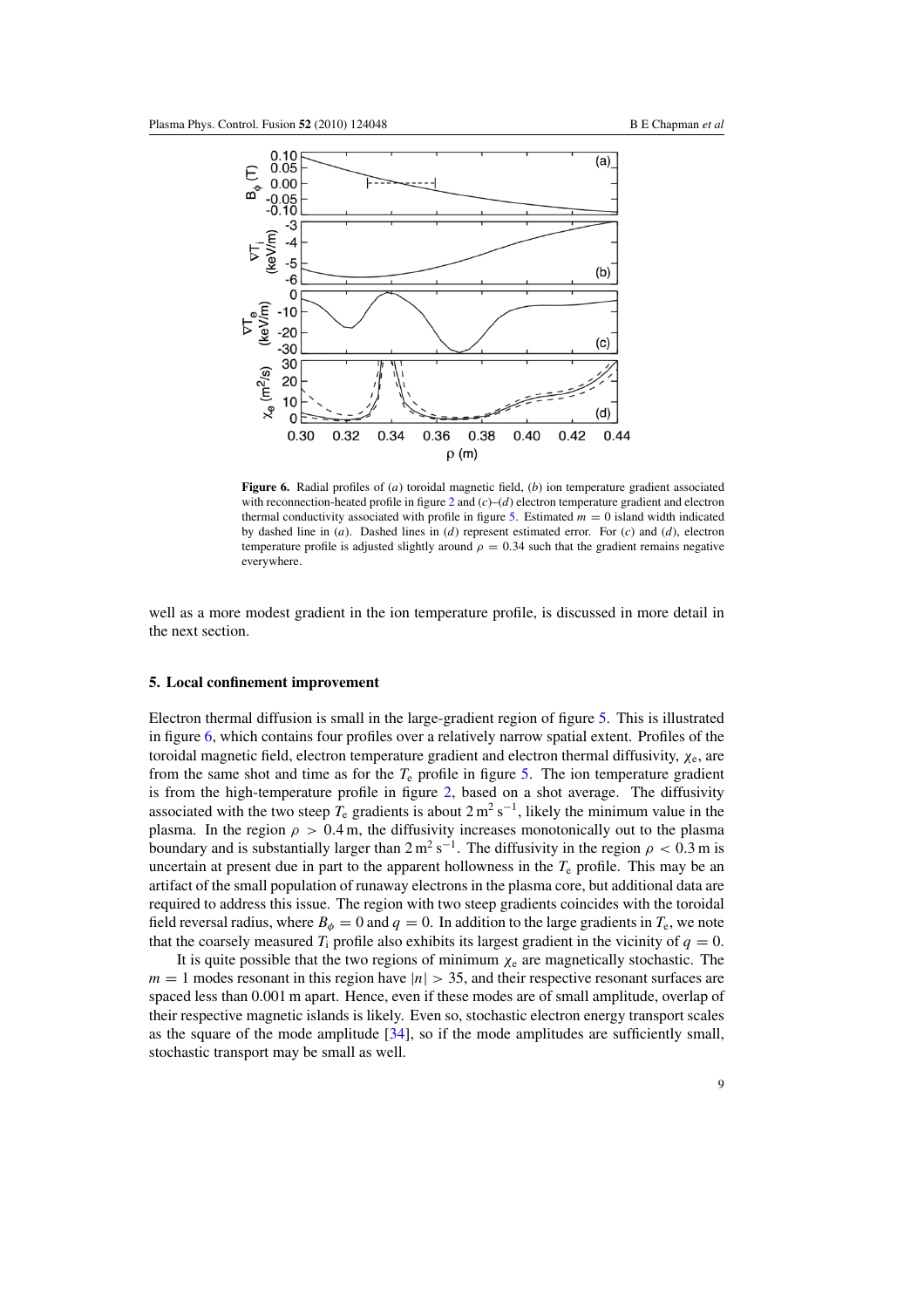**Figure 6.** Radial profiles of (*a*) toroidal magnetic field, (*b*) ion temperature gradient associated with reconnection-heated profile in figure 2 and (*c*)–(*d*) electron temperature gradient and electron thermal conductivity associated with profile in figure 5. Estimated $m = 0$ island width indicated by dashed line in (*a*). Dashed lines in (*d*) represent estimated error. For (*c*) and (*d*), electron temperature profile is adjusted slightly around $\rho = 0.34$ such that the gradient remains negative everywhere.

well as a more modest gradient in the ion temperature profile, is discussed in more detail in the next section.

## 5. Local confinement improvement

Electron thermal diffusion is small in the large-gradient region of figure 5. This is illustrated in figure 6, which contains four profiles over a relatively narrow spatial extent. Profiles of the toroidal magnetic field, electron temperature gradient and electron thermal diffusivity, $\chi_e$, are from the same shot and time as for the $T_e$ profile in figure 5. The ion temperature gradient is from the high-temperature profile in figure 2, based on a shot average. The diffusivity associated with the two steep $T_e$ gradients is about $2\,\mathrm{m^2\,s^{-1}}$, likely the minimum value in the plasma. In the region $\rho > 0.4$ m, the diffusivity increases monotonically out to the plasma boundary and is substantially larger than $2\,\mathrm{m^2\,s^{-1}}$. The diffusivity in the region $\rho < 0.3$ m is uncertain at present due in part to the apparent hollowness in the $T_e$ profile. This may be an artifact of the small population of runaway electrons in the plasma core, but additional data are required to address this issue. The region with two steep gradients coincides with the toroidal field reversal radius, where $B_\phi = 0$ and $q = 0$. In addition to the large gradients in $T_e$, we note that the coarsely measured $T_i$ profile also exhibits its largest gradient in the vicinity of $q = 0$.

It is quite possible that the two regions of minimum $\chi_e$ are magnetically stochastic. The $m = 1$ modes resonant in this region have $|n| > 35$, and their respective resonant surfaces are spaced less than 0.001 m apart. Hence, even if these modes are of small amplitude, overlap of their respective magnetic islands is likely. Even so, stochastic electron energy transport scales as the square of the mode amplitude [34], so if the mode amplitudes are sufficiently small, stochastic transport may be small as well.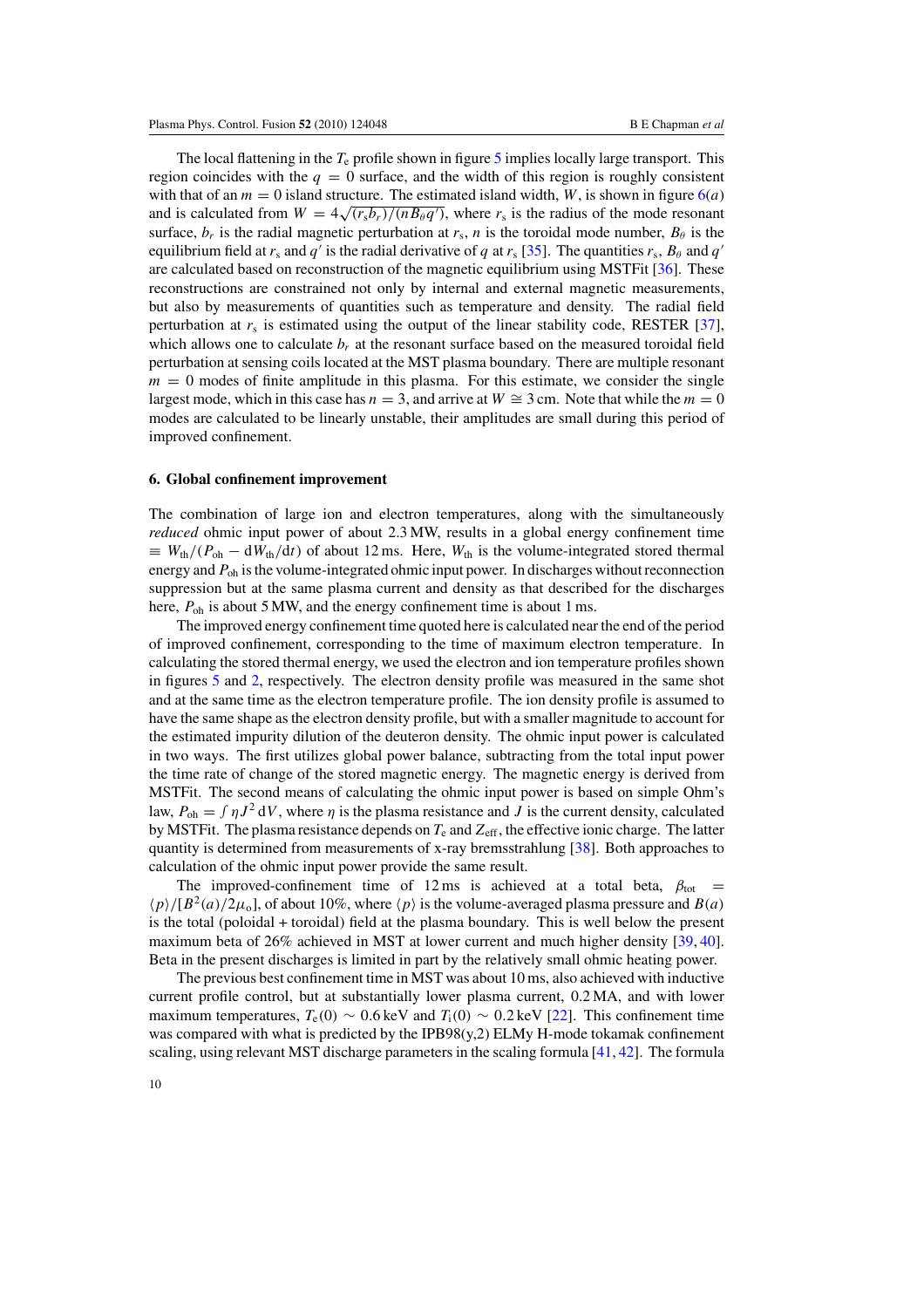The local flattening in the $T_e$ profile shown in figure 5 implies locally large transport. This region coincides with the $q = 0$ surface, and the width of this region is roughly consistent with that of an $m = 0$ island structure. The estimated island width, $W$, is shown in figure 6(*a*) and is calculated from $W = 4\sqrt{(r_s b_r)/(n B_\theta q')}$, where $r_s$ is the radius of the mode resonant surface, $b_r$ is the radial magnetic perturbation at $r_s$, $n$ is the toroidal mode number, $B_\theta$ is the equilibrium field at $r_s$ and $q'$ is the radial derivative of $q$ at $r_s$ [35]. The quantities $r_s$, $B_\theta$ and $q'$ are calculated based on reconstruction of the magnetic equilibrium using MSTFit [36]. These reconstructions are constrained not only by internal and external magnetic measurements, but also by measurements of quantities such as temperature and density. The radial field perturbation at $r_s$ is estimated using the output of the linear stability code, RESTER [37], which allows one to calculate $b_r$ at the resonant surface based on the measured toroidal field perturbation at sensing coils located at the MST plasma boundary. There are multiple resonant $m = 0$ modes of finite amplitude in this plasma. For this estimate, we consider the single largest mode, which in this case has $n = 3$, and arrive at $W \cong 3$ cm. Note that while the $m = 0$ modes are calculated to be linearly unstable, their amplitudes are small during this period of improved confinement.

## 6. Global confinement improvement

The combination of large ion and electron temperatures, along with the simultaneously *reduced* ohmic input power of about 2.3 MW, results in a global energy confinement time $\equiv W_{th}/(P_{oh} - dW_{th}/dt)$ of about 12 ms. Here, $W_{th}$ is the volume-integrated stored thermal energy and $P_{oh}$ is the volume-integrated ohmic input power. In discharges without reconnection suppression but at the same plasma current and density as that described for the discharges here, $P_{oh}$ is about 5 MW, and the energy confinement time is about 1 ms.

The improved energy confinement time quoted here is calculated near the end of the period of improved confinement, corresponding to the time of maximum electron temperature. In calculating the stored thermal energy, we used the electron and ion temperature profiles shown in figures 5 and 2, respectively. The electron density profile was measured in the same shot and at the same time as the electron temperature profile. The ion density profile is assumed to have the same shape as the electron density profile, but with a smaller magnitude to account for the estimated impurity dilution of the deuteron density. The ohmic input power is calculated in two ways. The first utilizes global power balance, subtracting from the total input power the time rate of change of the stored magnetic energy. The magnetic energy is derived from MSTFit. The second means of calculating the ohmic input power is based on simple Ohm's law, $P_{oh} = \int \eta J^2 \, dV$, where $\eta$ is the plasma resistance and $J$ is the current density, calculated by MSTFit. The plasma resistance depends on $T_e$ and $Z_{eff}$, the effective ionic charge. The latter quantity is determined from measurements of x-ray bremsstrahlung [38]. Both approaches to calculation of the ohmic input power provide the same result.

The improved-confinement time of 12 ms is achieved at a total beta, $\beta_{tot} = \langle p \rangle / [B^2(a)/2\mu_o]$, of about 10%, where $\langle p \rangle$ is the volume-averaged plasma pressure and $B(a)$ is the total (poloidal + toroidal) field at the plasma boundary. This is well below the present maximum beta of 26% achieved in MST at lower current and much higher density [39, 40]. Beta in the present discharges is limited in part by the relatively small ohmic heating power.

The previous best confinement time in MST was about 10 ms, also achieved with inductive current profile control, but at substantially lower plasma current, 0.2 MA, and with lower maximum temperatures, $T_e(0) \sim 0.6$ keV and $T_i(0) \sim 0.2$ keV [22]. This confinement time was compared with what is predicted by the IPB98(y,2) ELMy H-mode tokamak confinement scaling, using relevant MST discharge parameters in the scaling formula [41, 42]. The formula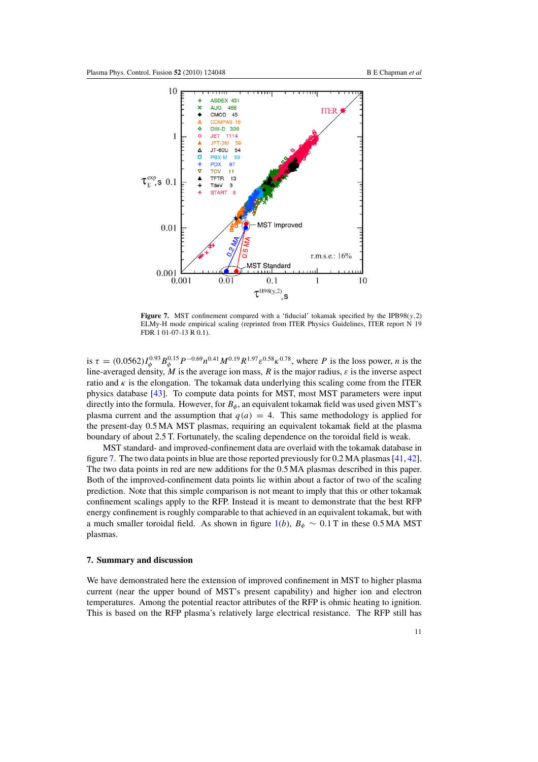**Figure 7.** MST confinement compared with a 'fiducial' tokamak specified by the IPB98($y$,2) ELMy-H mode empirical scaling (reprinted from ITER Physics Guidelines, ITER report N 19 FDR 1 01-07-13 R 0.1).

is $\tau = (0.0562) I_\phi^{0.93} B_\phi^{0.15} P^{-0.69} n^{0.41} M^{0.19} R^{1.97} \varepsilon^{0.58} \kappa^{0.78}$, where $P$ is the loss power, $n$ is the line-averaged density, $M$ is the average ion mass, $R$ is the major radius, $\varepsilon$ is the inverse aspect ratio and $\kappa$ is the elongation. The tokamak data underlying this scaling come from the ITER physics database [43]. To compute data points for MST, most MST parameters were input directly into the formula. However, for $B_\phi$, an equivalent tokamak field was used given MST's plasma current and the assumption that $q(a) = 4$. This same methodology is applied for the present-day 0.5 MA MST plasmas, requiring an equivalent tokamak field at the plasma boundary of about 2.5 T. Fortunately, the scaling dependence on the toroidal field is weak.

MST standard- and improved-confinement data are overlaid with the tokamak database in figure 7. The two data points in blue are those reported previously for 0.2 MA plasmas [41, 42]. The two data points in red are new additions for the 0.5 MA plasmas described in this paper. Both of the improved-confinement data points lie within about a factor of two of the scaling prediction. Note that this simple comparison is not meant to imply that this or other tokamak confinement scalings apply to the RFP. Instead it is meant to demonstrate that the best RFP energy confinement is roughly comparable to that achieved in an equivalent tokamak, but with a much smaller toroidal field. As shown in figure 1($b$), $B_\phi \sim 0.1$ T in these 0.5 MA MST plasmas.

## 7. Summary and discussion

We have demonstrated here the extension of improved confinement in MST to higher plasma current (near the upper bound of MST's present capability) and higher ion and electron temperatures. Among the potential reactor attributes of the RFP is ohmic heating to ignition. This is based on the RFP plasma's relatively large electrical resistance. The RFP still has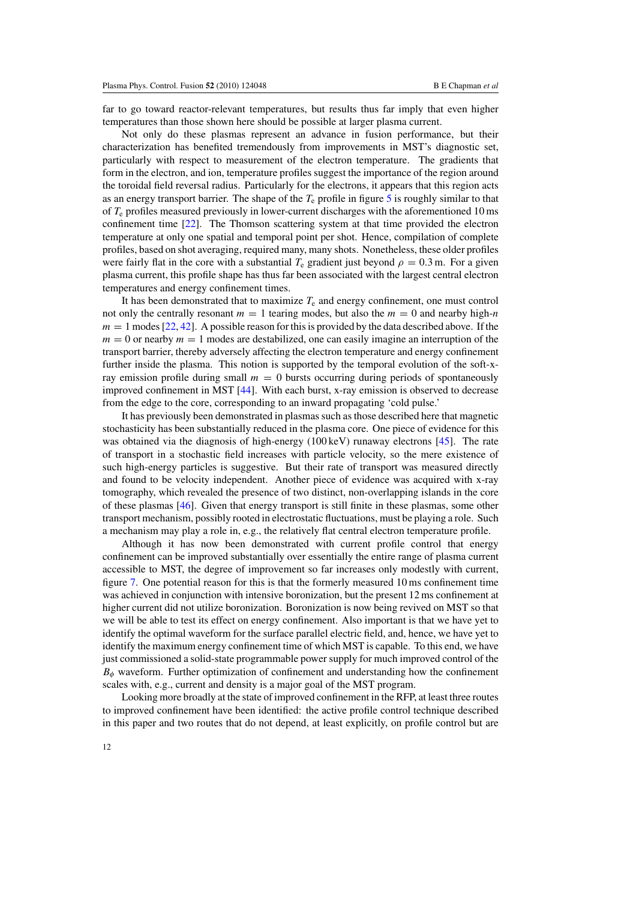far to go toward reactor-relevant temperatures, but results thus far imply that even higher temperatures than those shown here should be possible at larger plasma current.

Not only do these plasmas represent an advance in fusion performance, but their characterization has benefited tremendously from improvements in MST's diagnostic set, particularly with respect to measurement of the electron temperature. The gradients that form in the electron, and ion, temperature profiles suggest the importance of the region around the toroidal field reversal radius. Particularly for the electrons, it appears that this region acts as an energy transport barrier. The shape of the $T_e$ profile in figure 5 is roughly similar to that of $T_e$ profiles measured previously in lower-current discharges with the aforementioned 10 ms confinement time [22]. The Thomson scattering system at that time provided the electron temperature at only one spatial and temporal point per shot. Hence, compilation of complete profiles, based on shot averaging, required many, many shots. Nonetheless, these older profiles were fairly flat in the core with a substantial $T_e$ gradient just beyond $\rho = 0.3$ m. For a given plasma current, this profile shape has thus far been associated with the largest central electron temperatures and energy confinement times.

It has been demonstrated that to maximize $T_e$ and energy confinement, one must control not only the centrally resonant $m = 1$ tearing modes, but also the $m = 0$ and nearby high-$n$ $m = 1$ modes [22, 42]. A possible reason for this is provided by the data described above. If the $m = 0$ or nearby $m = 1$ modes are destabilized, one can easily imagine an interruption of the transport barrier, thereby adversely affecting the electron temperature and energy confinement further inside the plasma. This notion is supported by the temporal evolution of the soft-x-ray emission profile during small $m = 0$ bursts occurring during periods of spontaneously improved confinement in MST [44]. With each burst, x-ray emission is observed to decrease from the edge to the core, corresponding to an inward propagating 'cold pulse.'

It has previously been demonstrated in plasmas such as those described here that magnetic stochasticity has been substantially reduced in the plasma core. One piece of evidence for this was obtained via the diagnosis of high-energy (100 keV) runaway electrons [45]. The rate of transport in a stochastic field increases with particle velocity, so the mere existence of such high-energy particles is suggestive. But their rate of transport was measured directly and found to be velocity independent. Another piece of evidence was acquired with x-ray tomography, which revealed the presence of two distinct, non-overlapping islands in the core of these plasmas [46]. Given that energy transport is still finite in these plasmas, some other transport mechanism, possibly rooted in electrostatic fluctuations, must be playing a role. Such a mechanism may play a role in, e.g., the relatively flat central electron temperature profile.

Although it has now been demonstrated with current profile control that energy confinement can be improved substantially over essentially the entire range of plasma current accessible to MST, the degree of improvement so far increases only modestly with current, figure 7. One potential reason for this is that the formerly measured 10 ms confinement time was achieved in conjunction with intensive boronization, but the present 12 ms confinement at higher current did not utilize boronization. Boronization is now being revived on MST so that we will be able to test its effect on energy confinement. Also important is that we have yet to identify the optimal waveform for the surface parallel electric field, and, hence, we have yet to identify the maximum energy confinement time of which MST is capable. To this end, we have just commissioned a solid-state programmable power supply for much improved control of the $B_\phi$ waveform. Further optimization of confinement and understanding how the confinement scales with, e.g., current and density is a major goal of the MST program.

Looking more broadly at the state of improved confinement in the RFP, at least three routes to improved confinement have been identified: the active profile control technique described in this paper and two routes that do not depend, at least explicitly, on profile control but are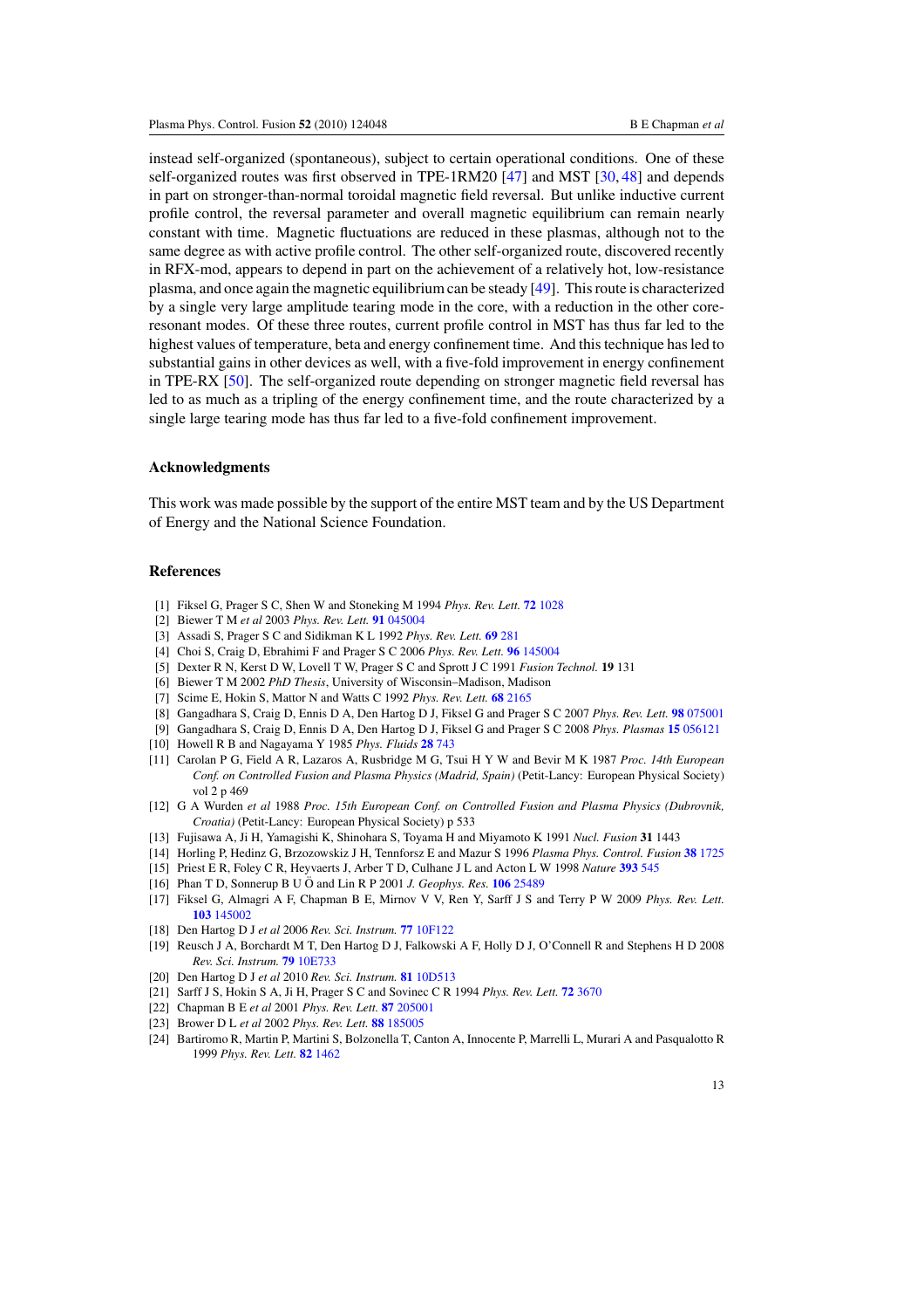instead self-organized (spontaneous), subject to certain operational conditions. One of these self-organized routes was first observed in TPE-1RM20 [47] and MST [30, 48] and depends in part on stronger-than-normal toroidal magnetic field reversal. But unlike inductive current profile control, the reversal parameter and overall magnetic equilibrium can remain nearly constant with time. Magnetic fluctuations are reduced in these plasmas, although not to the same degree as with active profile control. The other self-organized route, discovered recently in RFX-mod, appears to depend in part on the achievement of a relatively hot, low-resistance plasma, and once again the magnetic equilibrium can be steady [49]. This route is characterized by a single very large amplitude tearing mode in the core, with a reduction in the other core-resonant modes. Of these three routes, current profile control in MST has thus far led to the highest values of temperature, beta and energy confinement time. And this technique has led to substantial gains in other devices as well, with a five-fold improvement in energy confinement in TPE-RX [50]. The self-organized route depending on stronger magnetic field reversal has led to as much as a tripling of the energy confinement time, and the route characterized by a single large tearing mode has thus far led to a five-fold confinement improvement.

## Acknowledgments

This work was made possible by the support of the entire MST team and by the US Department of Energy and the National Science Foundation.

## References

[1] Fiksel G, Prager S C, Shen W and Stoneking M 1994 *Phys. Rev. Lett.* **72** 1028

[2] Biewer T M *et al* 2003 *Phys. Rev. Lett.* **91** 045004

[3] Assadi S, Prager S C and Sidikman K L 1992 *Phys. Rev. Lett.* **69** 281

[4] Choi S, Craig D, Ebrahimi F and Prager S C 2006 *Phys. Rev. Lett.* **96** 145004

[5] Dexter R N, Kerst D W, Lovell T W, Prager S C and Sprott J C 1991 *Fusion Technol.* **19** 131

[6] Biewer T M 2002 *PhD Thesis*, University of Wisconsin–Madison, Madison

[7] Scime E, Hokin S, Mattor N and Watts C 1992 *Phys. Rev. Lett.* **68** 2165

[8] Gangadhara S, Craig D, Ennis D A, Den Hartog D J, Fiksel G and Prager S C 2007 *Phys. Rev. Lett.* **98** 075001

[9] Gangadhara S, Craig D, Ennis D A, Den Hartog D J, Fiksel G and Prager S C 2008 *Phys. Plasmas* **15** 056121

[10] Howell R B and Nagayama Y 1985 *Phys. Fluids* **28** 743

[11] Carolan P G, Field A R, Lazaros A, Rusbridge M G, Tsui H Y W and Bevir M K 1987 *Proc. 14th European Conf. on Controlled Fusion and Plasma Physics (Madrid, Spain)* (Petit-Lancy: European Physical Society) vol 2 p 469

[12] G A Wurden *et al* 1988 *Proc. 15th European Conf. on Controlled Fusion and Plasma Physics (Dubrovnik, Croatia)* (Petit-Lancy: European Physical Society) p 533

[13] Fujisawa A, Ji H, Yamagishi K, Shinohara S, Toyama H and Miyamoto K 1991 *Nucl. Fusion* **31** 1443

[14] Horling P, Hedinz G, Brzozowskiz J H, Tennforsz E and Mazur S 1996 *Plasma Phys. Control. Fusion* **38** 1725

[15] Priest E R, Foley C R, Heyvaerts J, Arber T D, Culhane J L and Acton L W 1998 *Nature* **393** 545

[16] Phan T D, Sonnerup B U Ö and Lin R P 2001 *J. Geophys. Res.* **106** 25489

[17] Fiksel G, Almagri A F, Chapman B E, Mirnov V V, Ren Y, Sarff J S and Terry P W 2009 *Phys. Rev. Lett.* **103** 145002

[18] Den Hartog D J *et al* 2006 *Rev. Sci. Instrum.* **77** 10F122

[19] Reusch J A, Borchardt M T, Den Hartog D J, Falkowski A F, Holly D J, O'Connell R and Stephens H D 2008 *Rev. Sci. Instrum.* **79** 10E733

[20] Den Hartog D J *et al* 2010 *Rev. Sci. Instrum.* **81** 10D513

[21] Sarff J S, Hokin S A, Ji H, Prager S C and Sovinec C R 1994 *Phys. Rev. Lett.* **72** 3670

[22] Chapman B E *et al* 2001 *Phys. Rev. Lett.* **87** 205001

[23] Brower D L *et al* 2002 *Phys. Rev. Lett.* **88** 185005

[24] Bartiromo R, Martin P, Martini S, Bolzonella T, Canton A, Innocente P, Marrelli L, Murari A and Pasqualotto R 1999 *Phys. Rev. Lett.* **82** 1462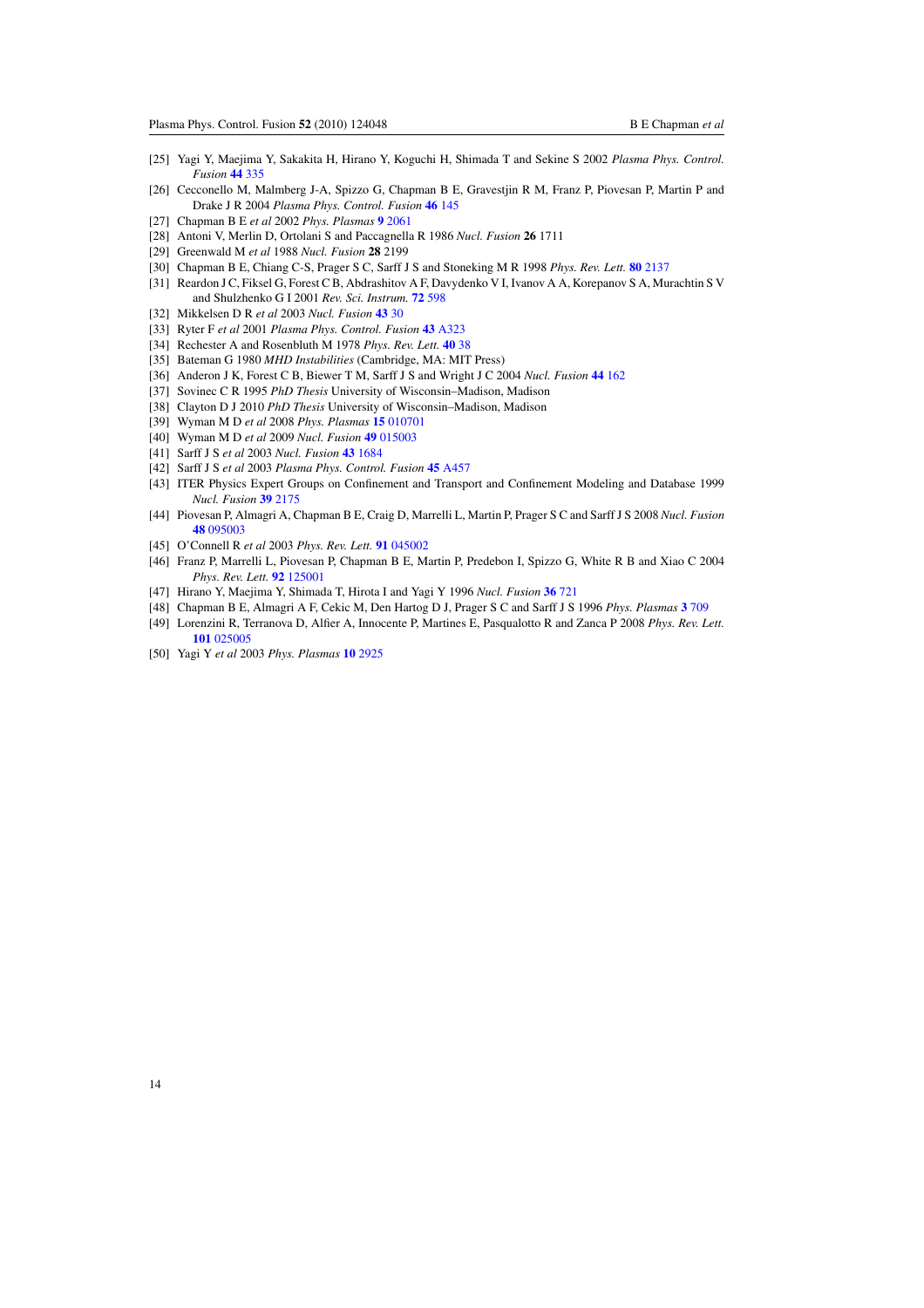[25] Yagi Y, Maejima Y, Sakakita H, Hirano Y, Koguchi H, Shimada T and Sekine S 2002 *Plasma Phys. Control. Fusion* **44** 335

[26] Cecconello M, Malmberg J-A, Spizzo G, Chapman B E, Gravestjin R M, Franz P, Piovesan P, Martin P and Drake J R 2004 *Plasma Phys. Control. Fusion* **46** 145

[27] Chapman B E *et al* 2002 *Phys. Plasmas* **9** 2061

[28] Antoni V, Merlin D, Ortolani S and Paccagnella R 1986 *Nucl. Fusion* **26** 1711

[29] Greenwald M *et al* 1988 *Nucl. Fusion* **28** 2199

[30] Chapman B E, Chiang C-S, Prager S C, Sarff J S and Stoneking M R 1998 *Phys. Rev. Lett.* **80** 2137

[31] Reardon J C, Fiksel G, Forest C B, Abdrashitov A F, Davydenko V I, Ivanov A A, Korepanov S A, Murachtin S V and Shulzhenko G I 2001 *Rev. Sci. Instrum.* **72** 598

[32] Mikkelsen D R *et al* 2003 *Nucl. Fusion* **43** 30

[33] Ryter F *et al* 2001 *Plasma Phys. Control. Fusion* **43** A323

[34] Rechester A and Rosenbluth M 1978 *Phys. Rev. Lett.* **40** 38

[35] Bateman G 1980 *MHD Instabilities* (Cambridge, MA: MIT Press)

[36] Anderon J K, Forest C B, Biewer T M, Sarff J S and Wright J C 2004 *Nucl. Fusion* **44** 162

[37] Sovinec C R 1995 *PhD Thesis* University of Wisconsin–Madison, Madison

[38] Clayton D J 2010 *PhD Thesis* University of Wisconsin–Madison, Madison

[39] Wyman M D *et al* 2008 *Phys. Plasmas* **15** 010701

[40] Wyman M D *et al* 2009 *Nucl. Fusion* **49** 015003

[41] Sarff J S *et al* 2003 *Nucl. Fusion* **43** 1684

[42] Sarff J S *et al* 2003 *Plasma Phys. Control. Fusion* **45** A457

[43] ITER Physics Expert Groups on Confinement and Transport and Confinement Modeling and Database 1999 *Nucl. Fusion* **39** 2175

[44] Piovesan P, Almagri A, Chapman B E, Craig D, Marrelli L, Martin P, Prager S C and Sarff J S 2008 *Nucl. Fusion* **48** 095003

[45] O'Connell R *et al* 2003 *Phys. Rev. Lett.* **91** 045002

[46] Franz P, Marrelli L, Piovesan P, Chapman B E, Martin P, Predebon I, Spizzo G, White R B and Xiao C 2004 *Phys. Rev. Lett.* **92** 125001

[47] Hirano Y, Maejima Y, Shimada T, Hirota I and Yagi Y 1996 *Nucl. Fusion* **36** 721

[48] Chapman B E, Almagri A F, Cekic M, Den Hartog D J, Prager S C and Sarff J S 1996 *Phys. Plasmas* **3** 709

[49] Lorenzini R, Terranova D, Alfier A, Innocente P, Martines E, Pasqualotto R and Zanca P 2008 *Phys. Rev. Lett.* **101** 025005

[50] Yagi Y *et al* 2003 *Phys. Plasmas* **10** 2925